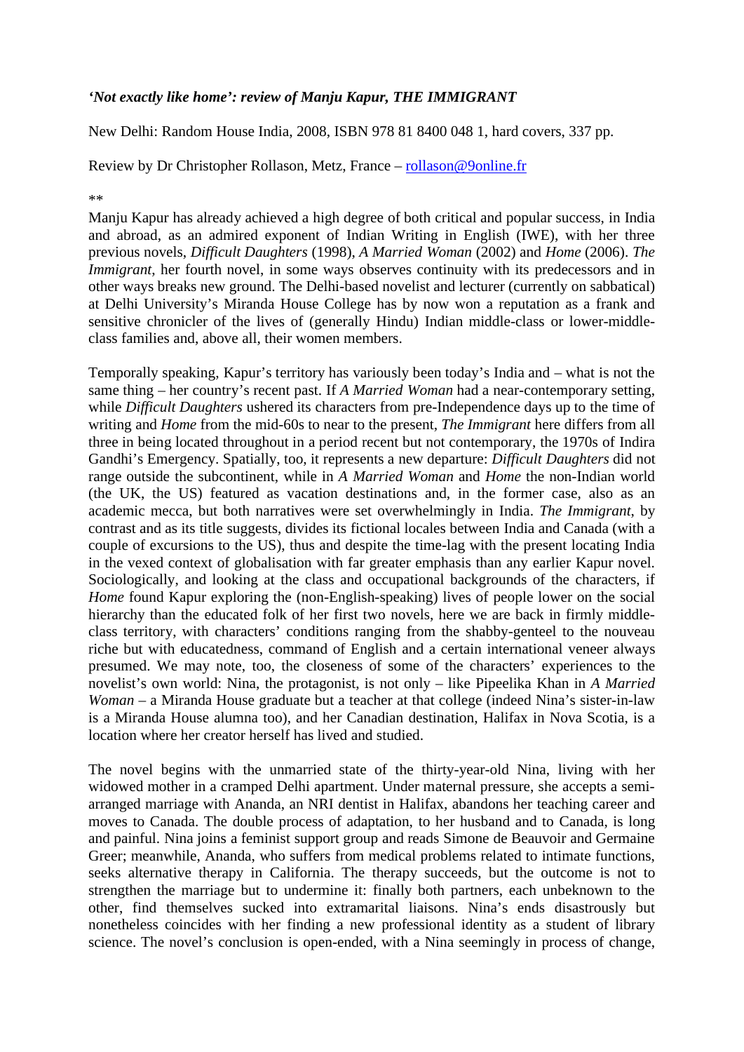***'Not exactly like home': review of Manju Kapur, THE IMMIGRANT***

New Delhi: Random House India, 2008, ISBN 978 81 8400 048 1, hard covers, 337 pp.

Review by Dr Christopher Rollason, Metz, France – [rollason@9online.fr](mailto:rollason@9online.fr)

**

Manju Kapur has already achieved a high degree of both critical and popular success, in India and abroad, as an admired exponent of Indian Writing in English (IWE), with her three previous novels, *Difficult Daughters* (1998), *A Married Woman* (2002) and *Home* (2006). *The Immigrant*, her fourth novel, in some ways observes continuity with its predecessors and in other ways breaks new ground. The Delhi-based novelist and lecturer (currently on sabbatical) at Delhi University's Miranda House College has by now won a reputation as a frank and sensitive chronicler of the lives of (generally Hindu) Indian middle-class or lower-middle-class families and, above all, their women members.

Temporally speaking, Kapur's territory has variously been today's India and – what is not the same thing – her country's recent past. If *A Married Woman* had a near-contemporary setting, while *Difficult Daughters* ushered its characters from pre-Independence days up to the time of writing and *Home* from the mid-60s to near to the present, *The Immigrant* here differs from all three in being located throughout in a period recent but not contemporary, the 1970s of Indira Gandhi's Emergency. Spatially, too, it represents a new departure: *Difficult Daughters* did not range outside the subcontinent, while in *A Married Woman* and *Home* the non-Indian world (the UK, the US) featured as vacation destinations and, in the former case, also as an academic mecca, but both narratives were set overwhelmingly in India. *The Immigrant*, by contrast and as its title suggests, divides its fictional locales between India and Canada (with a couple of excursions to the US), thus and despite the time-lag with the present locating India in the vexed context of globalisation with far greater emphasis than any earlier Kapur novel. Sociologically, and looking at the class and occupational backgrounds of the characters, if *Home* found Kapur exploring the (non-English-speaking) lives of people lower on the social hierarchy than the educated folk of her first two novels, here we are back in firmly middle-class territory, with characters' conditions ranging from the shabby-genteel to the nouveau riche but with educatedness, command of English and a certain international veneer always presumed. We may note, too, the closeness of some of the characters' experiences to the novelist's own world: Nina, the protagonist, is not only – like Pipeelika Khan in *A Married Woman* – a Miranda House graduate but a teacher at that college (indeed Nina's sister-in-law is a Miranda House alumna too), and her Canadian destination, Halifax in Nova Scotia, is a location where her creator herself has lived and studied.

The novel begins with the unmarried state of the thirty-year-old Nina, living with her widowed mother in a cramped Delhi apartment. Under maternal pressure, she accepts a semi-arranged marriage with Ananda, an NRI dentist in Halifax, abandons her teaching career and moves to Canada. The double process of adaptation, to her husband and to Canada, is long and painful. Nina joins a feminist support group and reads Simone de Beauvoir and Germaine Greer; meanwhile, Ananda, who suffers from medical problems related to intimate functions, seeks alternative therapy in California. The therapy succeeds, but the outcome is not to strengthen the marriage but to undermine it: finally both partners, each unbeknown to the other, find themselves sucked into extramarital liaisons. Nina's ends disastrously but nonetheless coincides with her finding a new professional identity as a student of library science. The novel's conclusion is open-ended, with a Nina seemingly in process of change,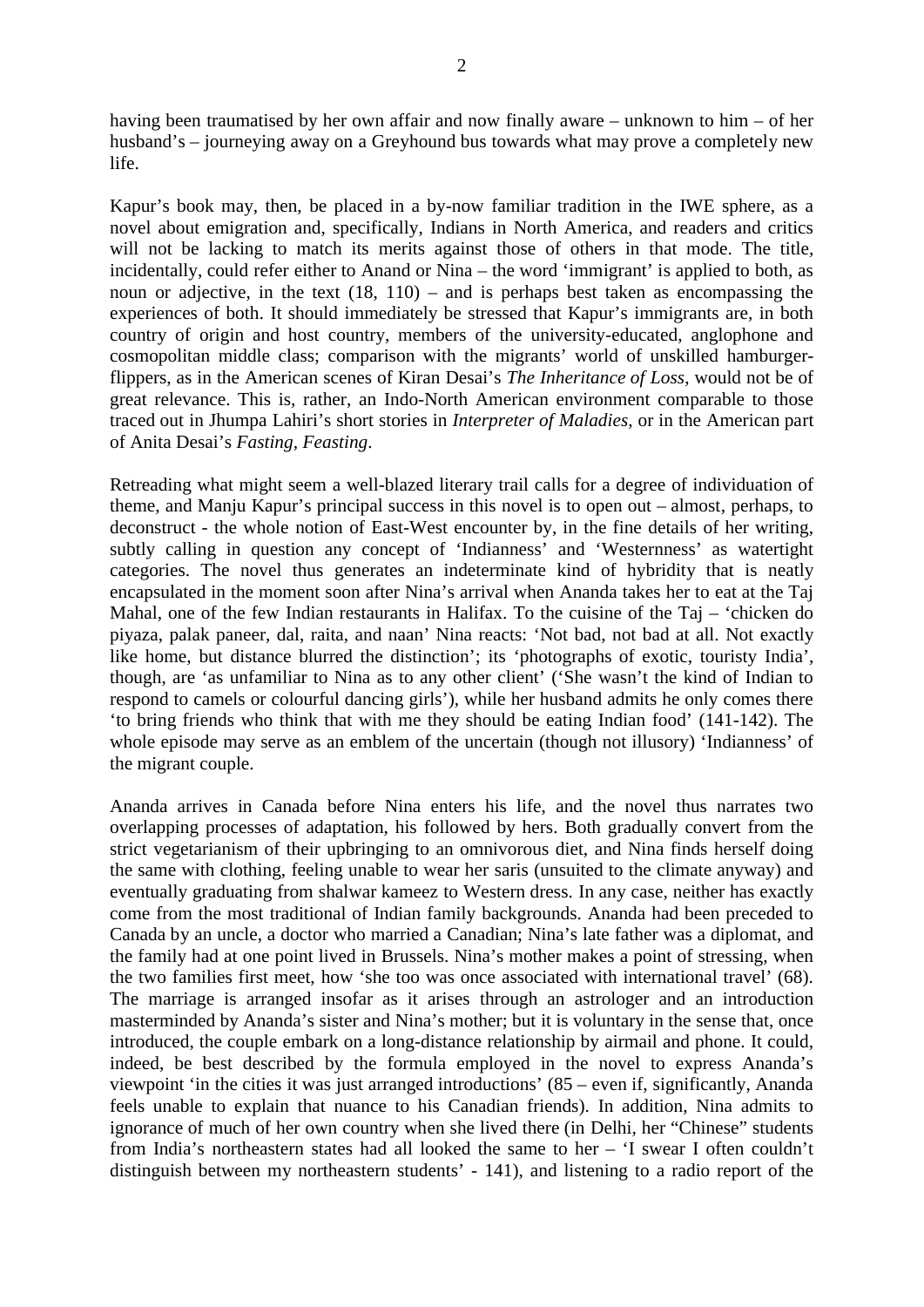having been traumatised by her own affair and now finally aware – unknown to him – of her husband's – journeying away on a Greyhound bus towards what may prove a completely new life.

Kapur's book may, then, be placed in a by-now familiar tradition in the IWE sphere, as a novel about emigration and, specifically, Indians in North America, and readers and critics will not be lacking to match its merits against those of others in that mode. The title, incidentally, could refer either to Anand or Nina – the word 'immigrant' is applied to both, as noun or adjective, in the text (18, 110) – and is perhaps best taken as encompassing the experiences of both. It should immediately be stressed that Kapur's immigrants are, in both country of origin and host country, members of the university-educated, anglophone and cosmopolitan middle class; comparison with the migrants' world of unskilled hamburger-flippers, as in the American scenes of Kiran Desai's *The Inheritance of Loss*, would not be of great relevance. This is, rather, an Indo-North American environment comparable to those traced out in Jhumpa Lahiri's short stories in *Interpreter of Maladies*, or in the American part of Anita Desai's *Fasting, Feasting*.

Retreading what might seem a well-blazed literary trail calls for a degree of individuation of theme, and Manju Kapur's principal success in this novel is to open out – almost, perhaps, to deconstruct - the whole notion of East-West encounter by, in the fine details of her writing, subtly calling in question any concept of 'Indianness' and 'Westernness' as watertight categories. The novel thus generates an indeterminate kind of hybridity that is neatly encapsulated in the moment soon after Nina's arrival when Ananda takes her to eat at the Taj Mahal, one of the few Indian restaurants in Halifax. To the cuisine of the Taj – 'chicken do piyaza, palak paneer, dal, raita, and naan' Nina reacts: 'Not bad, not bad at all. Not exactly like home, but distance blurred the distinction'; its 'photographs of exotic, touristy India', though, are 'as unfamiliar to Nina as to any other client' ('She wasn't the kind of Indian to respond to camels or colourful dancing girls'), while her husband admits he only comes there 'to bring friends who think that with me they should be eating Indian food' (141-142). The whole episode may serve as an emblem of the uncertain (though not illusory) 'Indianness' of the migrant couple.

Ananda arrives in Canada before Nina enters his life, and the novel thus narrates two overlapping processes of adaptation, his followed by hers. Both gradually convert from the strict vegetarianism of their upbringing to an omnivorous diet, and Nina finds herself doing the same with clothing, feeling unable to wear her saris (unsuited to the climate anyway) and eventually graduating from shalwar kameez to Western dress. In any case, neither has exactly come from the most traditional of Indian family backgrounds. Ananda had been preceded to Canada by an uncle, a doctor who married a Canadian; Nina's late father was a diplomat, and the family had at one point lived in Brussels. Nina's mother makes a point of stressing, when the two families first meet, how 'she too was once associated with international travel' (68). The marriage is arranged insofar as it arises through an astrologer and an introduction masterminded by Ananda's sister and Nina's mother; but it is voluntary in the sense that, once introduced, the couple embark on a long-distance relationship by airmail and phone. It could, indeed, be best described by the formula employed in the novel to express Ananda's viewpoint 'in the cities it was just arranged introductions' (85 – even if, significantly, Ananda feels unable to explain that nuance to his Canadian friends). In addition, Nina admits to ignorance of much of her own country when she lived there (in Delhi, her "Chinese" students from India's northeastern states had all looked the same to her – 'I swear I often couldn't distinguish between my northeastern students' - 141), and listening to a radio report of the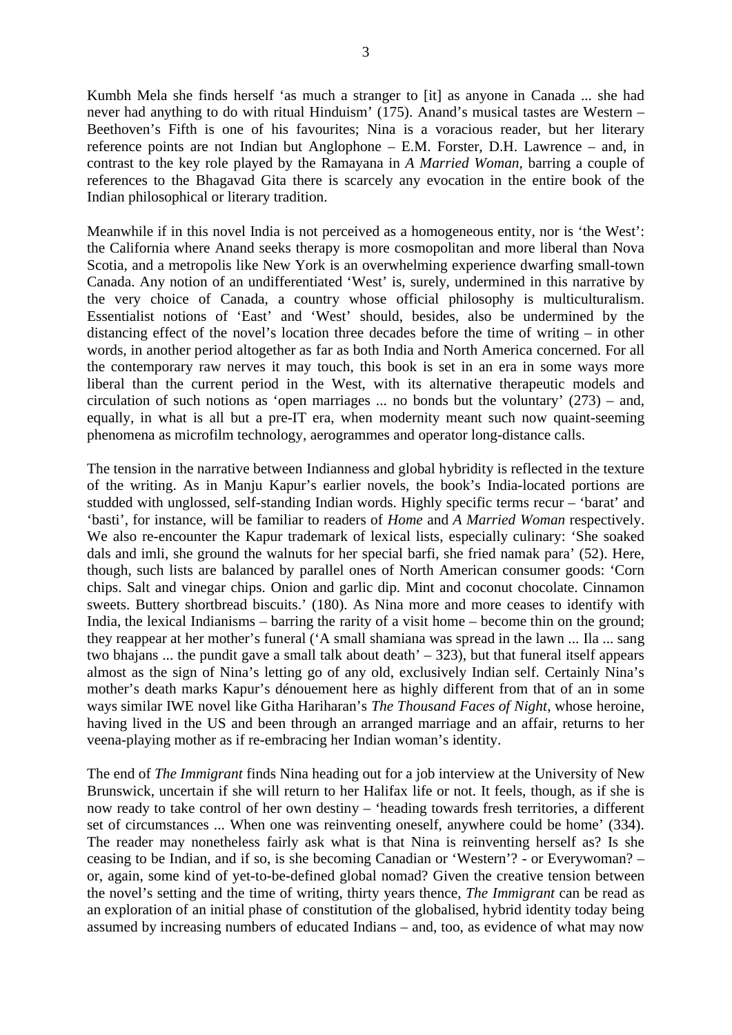Kumbh Mela she finds herself 'as much a stranger to [it] as anyone in Canada ... she had never had anything to do with ritual Hinduism' (175). Anand's musical tastes are Western – Beethoven's Fifth is one of his favourites; Nina is a voracious reader, but her literary reference points are not Indian but Anglophone – E.M. Forster, D.H. Lawrence – and, in contrast to the key role played by the Ramayana in *A Married Woman*, barring a couple of references to the Bhagavad Gita there is scarcely any evocation in the entire book of the Indian philosophical or literary tradition.

Meanwhile if in this novel India is not perceived as a homogeneous entity, nor is 'the West': the California where Anand seeks therapy is more cosmopolitan and more liberal than Nova Scotia, and a metropolis like New York is an overwhelming experience dwarfing small-town Canada. Any notion of an undifferentiated 'West' is, surely, undermined in this narrative by the very choice of Canada, a country whose official philosophy is multiculturalism. Essentialist notions of 'East' and 'West' should, besides, also be undermined by the distancing effect of the novel's location three decades before the time of writing – in other words, in another period altogether as far as both India and North America concerned. For all the contemporary raw nerves it may touch, this book is set in an era in some ways more liberal than the current period in the West, with its alternative therapeutic models and circulation of such notions as 'open marriages ... no bonds but the voluntary' (273) – and, equally, in what is all but a pre-IT era, when modernity meant such now quaint-seeming phenomena as microfilm technology, aerogrammes and operator long-distance calls.

The tension in the narrative between Indianness and global hybridity is reflected in the texture of the writing. As in Manju Kapur's earlier novels, the book's India-located portions are studded with unglossed, self-standing Indian words. Highly specific terms recur – 'barat' and 'basti', for instance, will be familiar to readers of *Home* and *A Married Woman* respectively. We also re-encounter the Kapur trademark of lexical lists, especially culinary: 'She soaked dals and imli, she ground the walnuts for her special barfi, she fried namak para' (52). Here, though, such lists are balanced by parallel ones of North American consumer goods: 'Corn chips. Salt and vinegar chips. Onion and garlic dip. Mint and coconut chocolate. Cinnamon sweets. Buttery shortbread biscuits.' (180). As Nina more and more ceases to identify with India, the lexical Indianisms – barring the rarity of a visit home – become thin on the ground; they reappear at her mother's funeral ('A small shamiana was spread in the lawn ... Ila ... sang two bhajans ... the pundit gave a small talk about death' – 323), but that funeral itself appears almost as the sign of Nina's letting go of any old, exclusively Indian self. Certainly Nina's mother's death marks Kapur's dénouement here as highly different from that of an in some ways similar IWE novel like Githa Hariharan's *The Thousand Faces of Night*, whose heroine, having lived in the US and been through an arranged marriage and an affair, returns to her veena-playing mother as if re-embracing her Indian woman's identity.

The end of *The Immigrant* finds Nina heading out for a job interview at the University of New Brunswick, uncertain if she will return to her Halifax life or not. It feels, though, as if she is now ready to take control of her own destiny – 'heading towards fresh territories, a different set of circumstances ... When one was reinventing oneself, anywhere could be home' (334). The reader may nonetheless fairly ask what is that Nina is reinventing herself as? Is she ceasing to be Indian, and if so, is she becoming Canadian or 'Western'? - or Everywoman? – or, again, some kind of yet-to-be-defined global nomad? Given the creative tension between the novel's setting and the time of writing, thirty years thence, *The Immigrant* can be read as an exploration of an initial phase of constitution of the globalised, hybrid identity today being assumed by increasing numbers of educated Indians – and, too, as evidence of what may now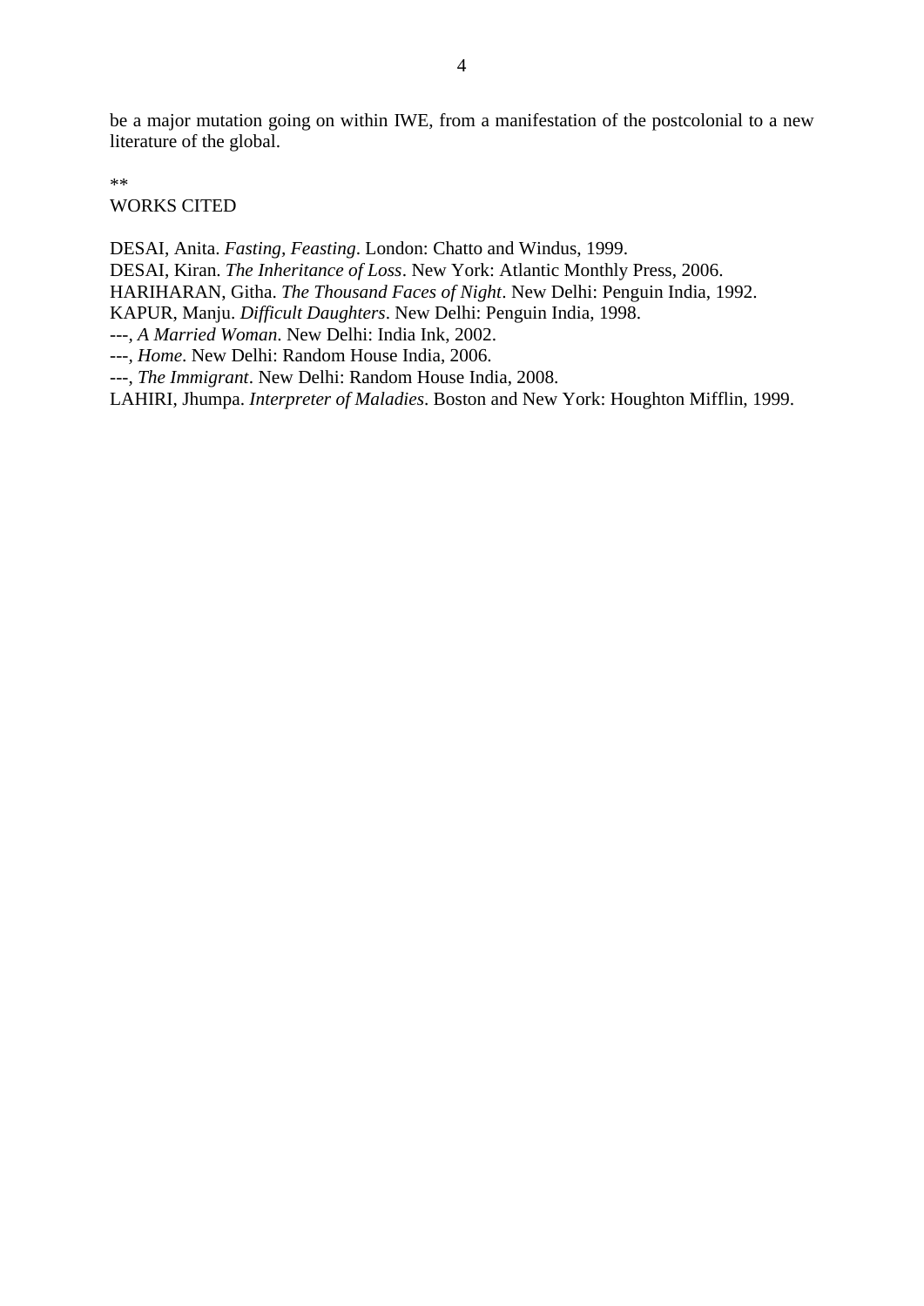be a major mutation going on within IWE, from a manifestation of the postcolonial to a new literature of the global.

**

WORKS CITED

DESAI, Anita. *Fasting, Feasting*. London: Chatto and Windus, 1999.
DESAI, Kiran. *The Inheritance of Loss*. New York: Atlantic Monthly Press, 2006.
HARIHARAN, Githa. *The Thousand Faces of Night*. New Delhi: Penguin India, 1992.
KAPUR, Manju. *Difficult Daughters*. New Delhi: Penguin India, 1998.
---, *A Married Woman*. New Delhi: India Ink, 2002.
---, *Home*. New Delhi: Random House India, 2006.
---, *The Immigrant*. New Delhi: Random House India, 2008.
LAHIRI, Jhumpa. *Interpreter of Maladies*. Boston and New York: Houghton Mifflin, 1999.